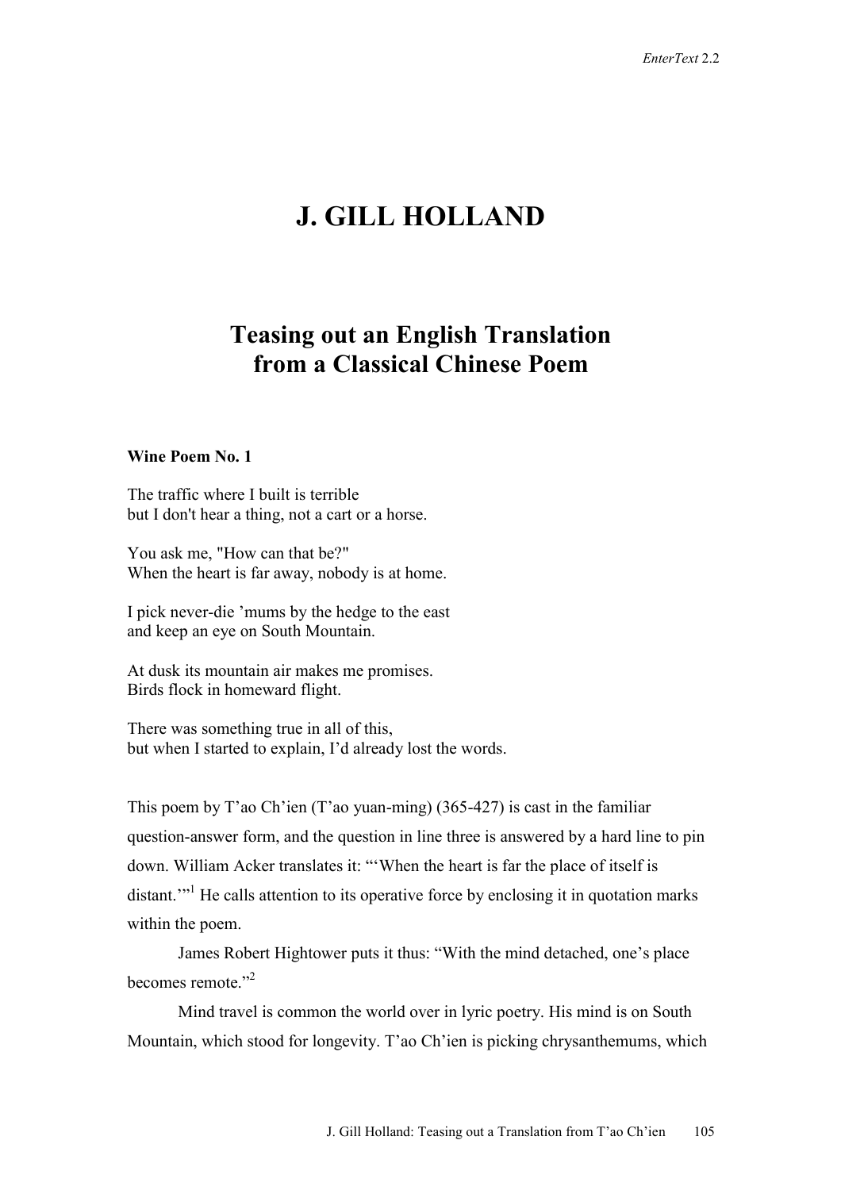# J. GILL HOLLAND

## Teasing out an English Translation from a Classical Chinese Poem

**Wine Poem No. 1**

The traffic where I built is terrible
but I don't hear a thing, not a cart or a horse.

You ask me, "How can that be?"
When the heart is far away, nobody is at home.

I pick never-die ’mums by the hedge to the east
and keep an eye on South Mountain.

At dusk its mountain air makes me promises.
Birds flock in homeward flight.

There was something true in all of this,
but when I started to explain, I’d already lost the words.

This poem by T’ao Ch’ien (T’ao yuan-ming) (365-427) is cast in the familiar question-answer form, and the question in line three is answered by a hard line to pin down. William Acker translates it: “‘When the heart is far the place of itself is distant.’”[1] He calls attention to its operative force by enclosing it in quotation marks within the poem.

James Robert Hightower puts it thus: “With the mind detached, one’s place becomes remote.”[2]

Mind travel is common the world over in lyric poetry. His mind is on South Mountain, which stood for longevity. T’ao Ch’ien is picking chrysanthemums, which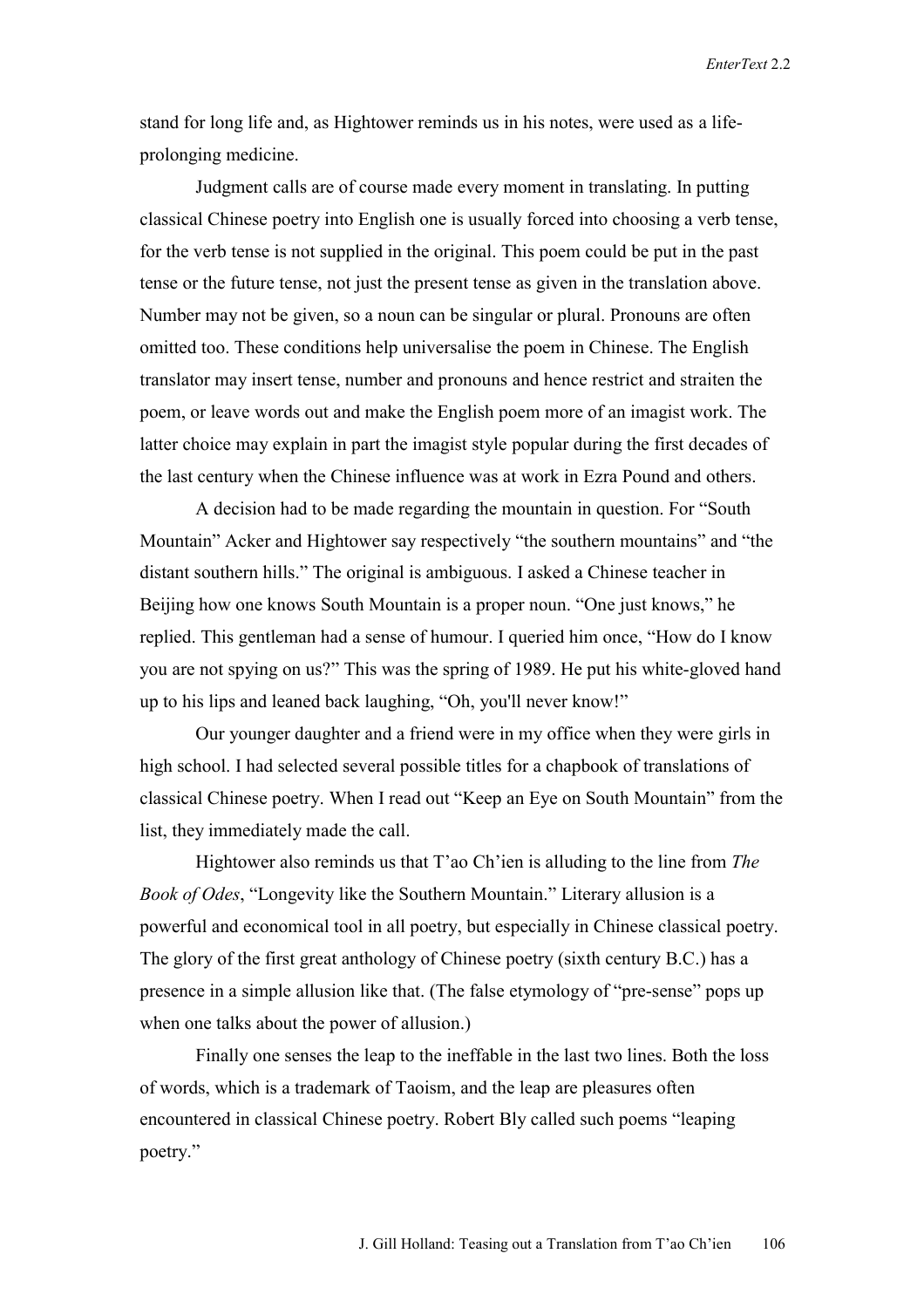stand for long life and, as Hightower reminds us in his notes, were used as a life-prolonging medicine.

Judgment calls are of course made every moment in translating. In putting classical Chinese poetry into English one is usually forced into choosing a verb tense, for the verb tense is not supplied in the original. This poem could be put in the past tense or the future tense, not just the present tense as given in the translation above. Number may not be given, so a noun can be singular or plural. Pronouns are often omitted too. These conditions help universalise the poem in Chinese. The English translator may insert tense, number and pronouns and hence restrict and straiten the poem, or leave words out and make the English poem more of an imagist work. The latter choice may explain in part the imagist style popular during the first decades of the last century when the Chinese influence was at work in Ezra Pound and others.

A decision had to be made regarding the mountain in question. For "South Mountain" Acker and Hightower say respectively "the southern mountains" and "the distant southern hills." The original is ambiguous. I asked a Chinese teacher in Beijing how one knows South Mountain is a proper noun. "One just knows," he replied. This gentleman had a sense of humour. I queried him once, "How do I know you are not spying on us?" This was the spring of 1989. He put his white-gloved hand up to his lips and leaned back laughing, "Oh, you'll never know!"

Our younger daughter and a friend were in my office when they were girls in high school. I had selected several possible titles for a chapbook of translations of classical Chinese poetry. When I read out "Keep an Eye on South Mountain" from the list, they immediately made the call.

Hightower also reminds us that T'ao Ch'ien is alluding to the line from *The Book of Odes*, "Longevity like the Southern Mountain." Literary allusion is a powerful and economical tool in all poetry, but especially in Chinese classical poetry. The glory of the first great anthology of Chinese poetry (sixth century B.C.) has a presence in a simple allusion like that. (The false etymology of "pre-sense" pops up when one talks about the power of allusion.)

Finally one senses the leap to the ineffable in the last two lines. Both the loss of words, which is a trademark of Taoism, and the leap are pleasures often encountered in classical Chinese poetry. Robert Bly called such poems "leaping poetry."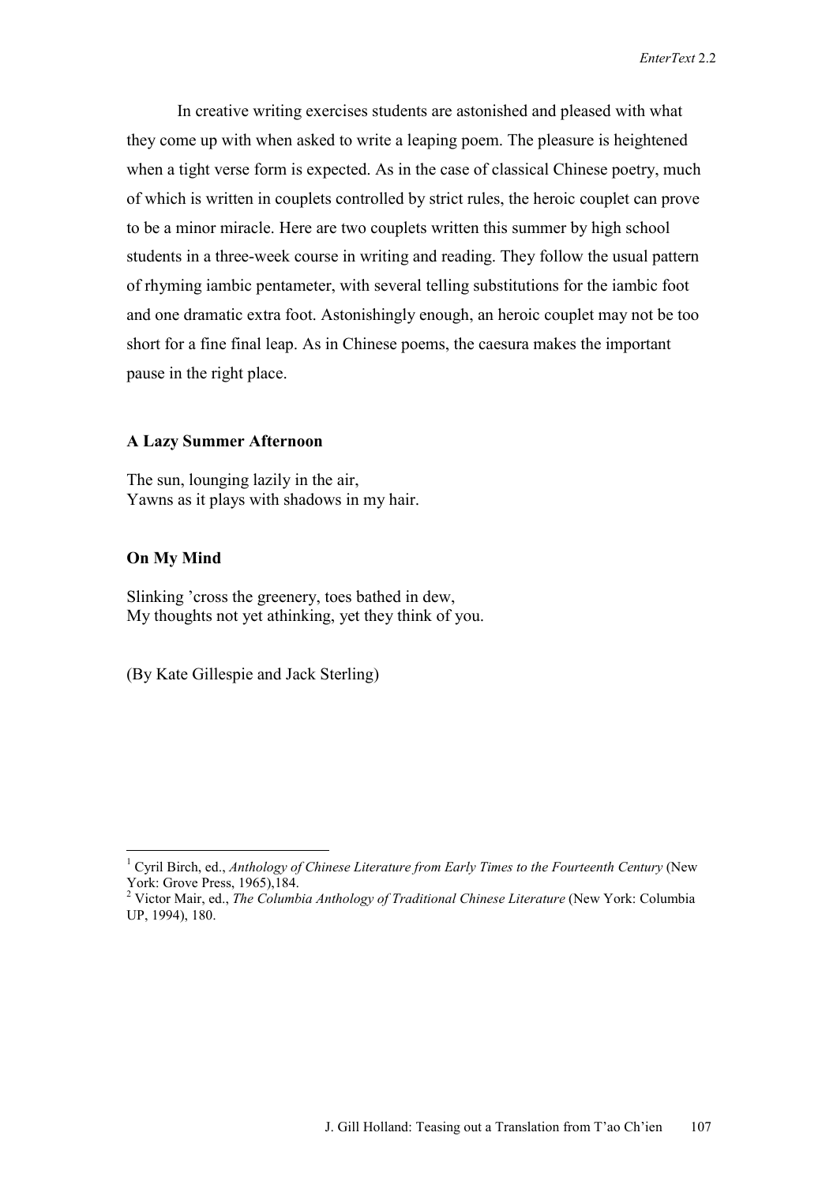In creative writing exercises students are astonished and pleased with what they come up with when asked to write a leaping poem. The pleasure is heightened when a tight verse form is expected. As in the case of classical Chinese poetry, much of which is written in couplets controlled by strict rules, the heroic couplet can prove to be a minor miracle. Here are two couplets written this summer by high school students in a three-week course in writing and reading. They follow the usual pattern of rhyming iambic pentameter, with several telling substitutions for the iambic foot and one dramatic extra foot. Astonishingly enough, an heroic couplet may not be too short for a fine final leap. As in Chinese poems, the caesura makes the important pause in the right place.

**A Lazy Summer Afternoon**

The sun, lounging lazily in the air,
Yawns as it plays with shadows in my hair.

**On My Mind**

Slinking 'cross the greenery, toes bathed in dew,
My thoughts not yet athinking, yet they think of you.

(By Kate Gillespie and Jack Sterling)

---

[1] Cyril Birch, ed., *Anthology of Chinese Literature from Early Times to the Fourteenth Century* (New York: Grove Press, 1965),184.

[2] Victor Mair, ed., *The Columbia Anthology of Traditional Chinese Literature* (New York: Columbia UP, 1994), 180.